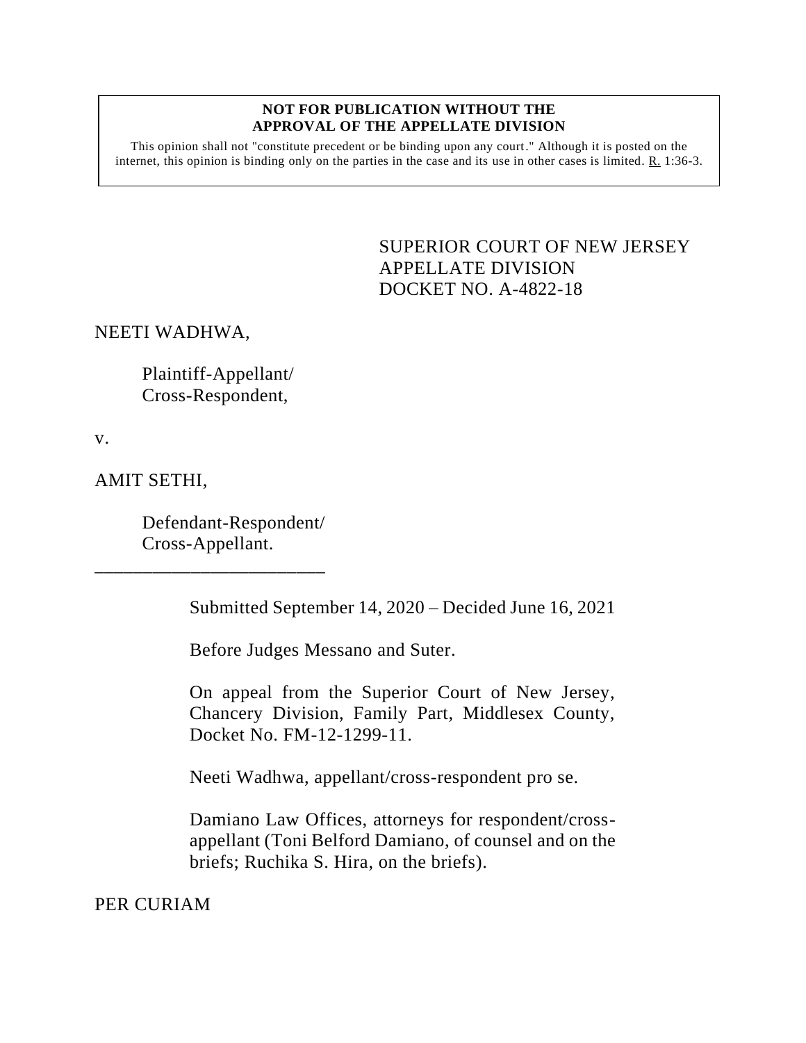**NOT FOR PUBLICATION WITHOUT THE APPROVAL OF THE APPELLATE DIVISION**

This opinion shall not "constitute precedent or be binding upon any court." Although it is posted on the internet, this opinion is binding only on the parties in the case and its use in other cases is limited. R. 1:36-3.

SUPERIOR COURT OF NEW JERSEY
APPELLATE DIVISION
DOCKET NO. A-4822-18

NEETI WADHWA,

Plaintiff-Appellant/
Cross-Respondent,

v.

AMIT SETHI,

Defendant-Respondent/
Cross-Appellant.

\_\_\_\_\_\_\_\_\_\_\_\_\_\_\_\_\_\_\_\_\_\_\_\_\_\_\_

Submitted September 14, 2020 – Decided June 16, 2021

Before Judges Messano and Suter.

On appeal from the Superior Court of New Jersey, Chancery Division, Family Part, Middlesex County, Docket No. FM-12-1299-11.

Neeti Wadhwa, appellant/cross-respondent pro se.

Damiano Law Offices, attorneys for respondent/cross-appellant (Toni Belford Damiano, of counsel and on the briefs; Ruchika S. Hira, on the briefs).

PER CURIAM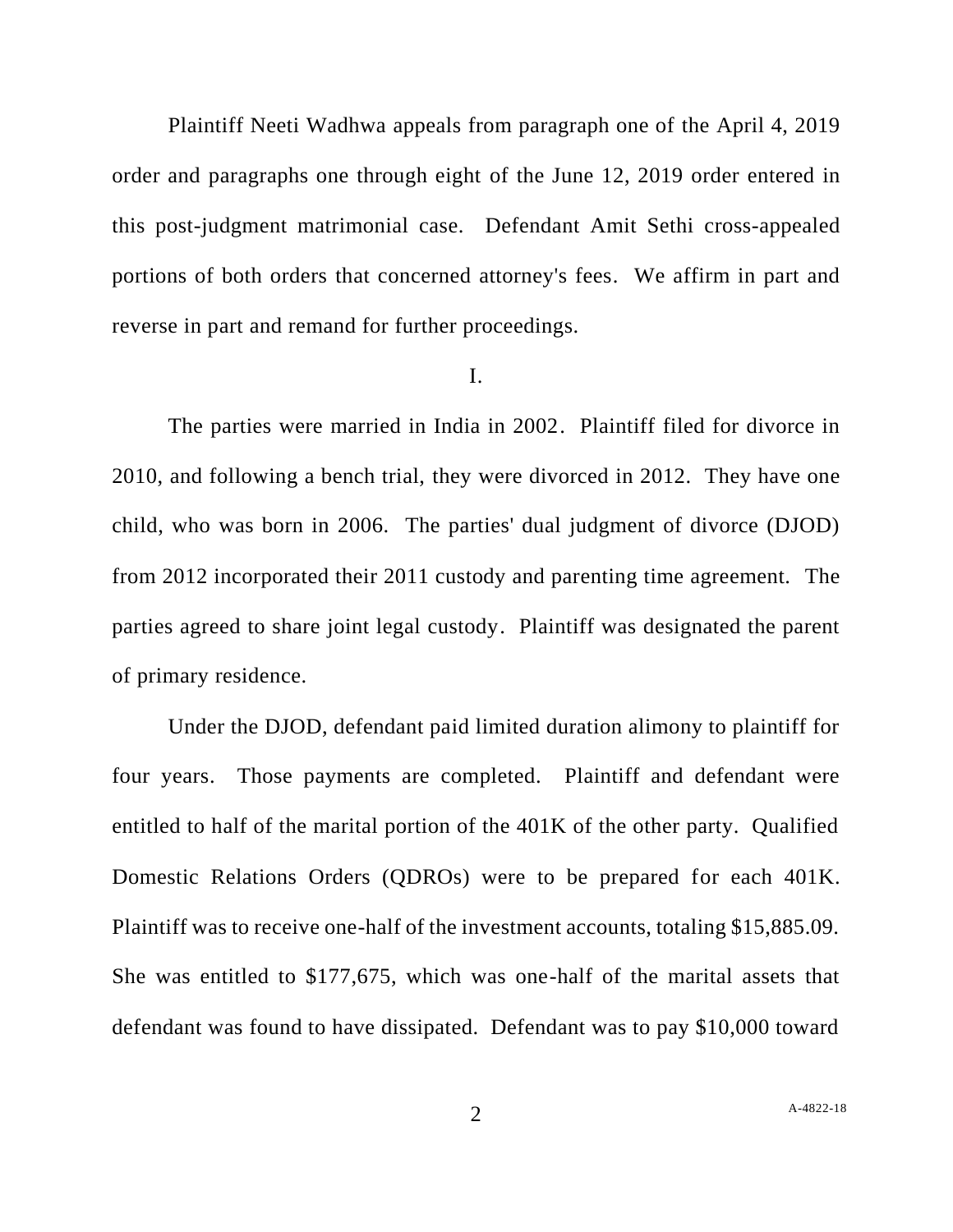Plaintiff Neeti Wadhwa appeals from paragraph one of the April 4, 2019 order and paragraphs one through eight of the June 12, 2019 order entered in this post-judgment matrimonial case. Defendant Amit Sethi cross-appealed portions of both orders that concerned attorney's fees. We affirm in part and reverse in part and remand for further proceedings.

I.

The parties were married in India in 2002. Plaintiff filed for divorce in 2010, and following a bench trial, they were divorced in 2012. They have one child, who was born in 2006. The parties' dual judgment of divorce (DJOD) from 2012 incorporated their 2011 custody and parenting time agreement. The parties agreed to share joint legal custody. Plaintiff was designated the parent of primary residence.

Under the DJOD, defendant paid limited duration alimony to plaintiff for four years. Those payments are completed. Plaintiff and defendant were entitled to half of the marital portion of the 401K of the other party. Qualified Domestic Relations Orders (QDROs) were to be prepared for each 401K. Plaintiff was to receive one-half of the investment accounts, totaling $15,885.09. She was entitled to $177,675, which was one-half of the marital assets that defendant was found to have dissipated. Defendant was to pay $10,000 toward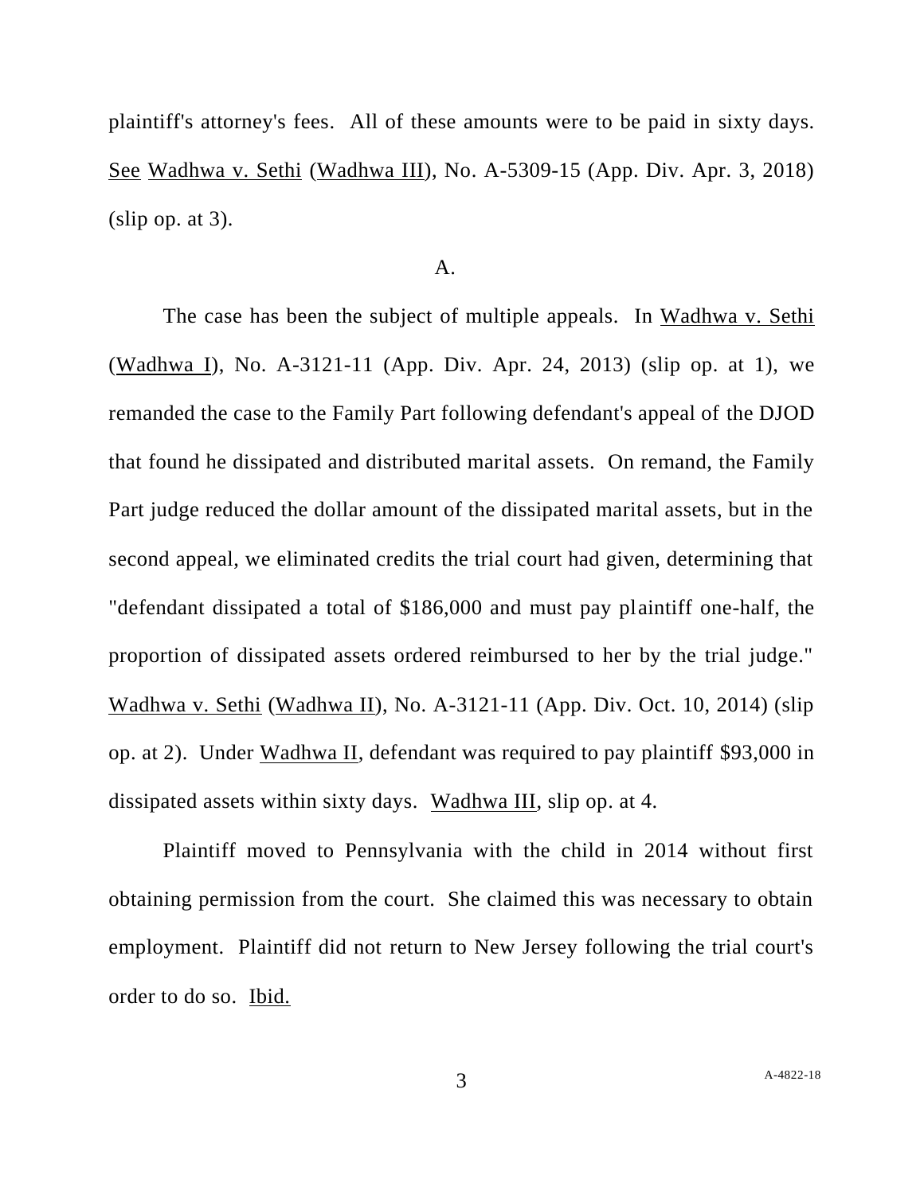plaintiff's attorney's fees. All of these amounts were to be paid in sixty days. See Wadhwa v. Sethi (Wadhwa III), No. A-5309-15 (App. Div. Apr. 3, 2018) (slip op. at 3).

A.

The case has been the subject of multiple appeals. In Wadhwa v. Sethi (Wadhwa I), No. A-3121-11 (App. Div. Apr. 24, 2013) (slip op. at 1), we remanded the case to the Family Part following defendant's appeal of the DJOD that found he dissipated and distributed marital assets. On remand, the Family Part judge reduced the dollar amount of the dissipated marital assets, but in the second appeal, we eliminated credits the trial court had given, determining that "defendant dissipated a total of $186,000 and must pay plaintiff one-half, the proportion of dissipated assets ordered reimbursed to her by the trial judge." Wadhwa v. Sethi (Wadhwa II), No. A-3121-11 (App. Div. Oct. 10, 2014) (slip op. at 2). Under Wadhwa II, defendant was required to pay plaintiff $93,000 in dissipated assets within sixty days. Wadhwa III, slip op. at 4.

Plaintiff moved to Pennsylvania with the child in 2014 without first obtaining permission from the court. She claimed this was necessary to obtain employment. Plaintiff did not return to New Jersey following the trial court's order to do so. Ibid.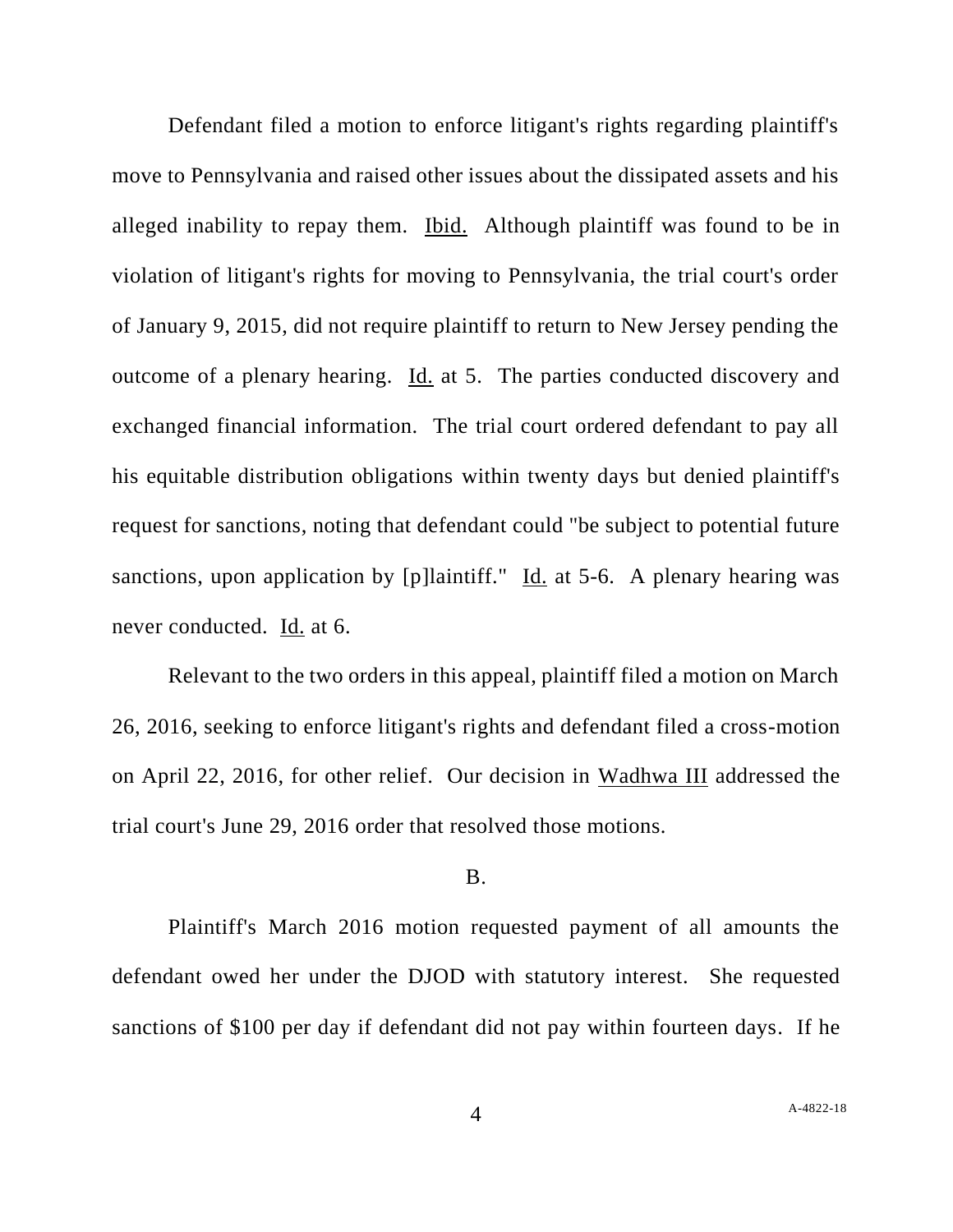Defendant filed a motion to enforce litigant's rights regarding plaintiff's move to Pennsylvania and raised other issues about the dissipated assets and his alleged inability to repay them. Ibid. Although plaintiff was found to be in violation of litigant's rights for moving to Pennsylvania, the trial court's order of January 9, 2015, did not require plaintiff to return to New Jersey pending the outcome of a plenary hearing. Id. at 5. The parties conducted discovery and exchanged financial information. The trial court ordered defendant to pay all his equitable distribution obligations within twenty days but denied plaintiff's request for sanctions, noting that defendant could "be subject to potential future sanctions, upon application by [p]laintiff." Id. at 5-6. A plenary hearing was never conducted. Id. at 6.

Relevant to the two orders in this appeal, plaintiff filed a motion on March 26, 2016, seeking to enforce litigant's rights and defendant filed a cross-motion on April 22, 2016, for other relief. Our decision in Wadhwa III addressed the trial court's June 29, 2016 order that resolved those motions.

B.

Plaintiff's March 2016 motion requested payment of all amounts the defendant owed her under the DJOD with statutory interest. She requested sanctions of $100 per day if defendant did not pay within fourteen days. If he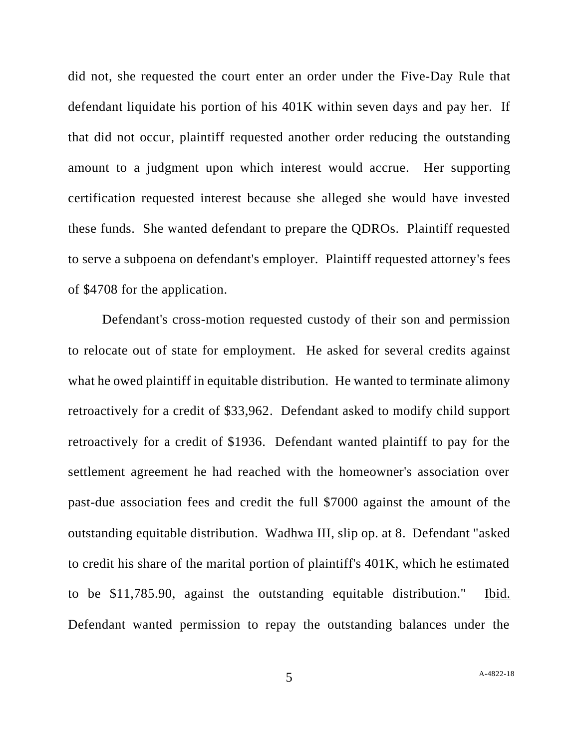did not, she requested the court enter an order under the Five-Day Rule that defendant liquidate his portion of his 401K within seven days and pay her. If that did not occur, plaintiff requested another order reducing the outstanding amount to a judgment upon which interest would accrue. Her supporting certification requested interest because she alleged she would have invested these funds. She wanted defendant to prepare the QDROs. Plaintiff requested to serve a subpoena on defendant's employer. Plaintiff requested attorney's fees of $4708 for the application.

Defendant's cross-motion requested custody of their son and permission to relocate out of state for employment. He asked for several credits against what he owed plaintiff in equitable distribution. He wanted to terminate alimony retroactively for a credit of $33,962. Defendant asked to modify child support retroactively for a credit of $1936. Defendant wanted plaintiff to pay for the settlement agreement he had reached with the homeowner's association over past-due association fees and credit the full $7000 against the amount of the outstanding equitable distribution. Wadhwa III, slip op. at 8. Defendant "asked to credit his share of the marital portion of plaintiff's 401K, which he estimated to be $11,785.90, against the outstanding equitable distribution." Ibid. Defendant wanted permission to repay the outstanding balances under the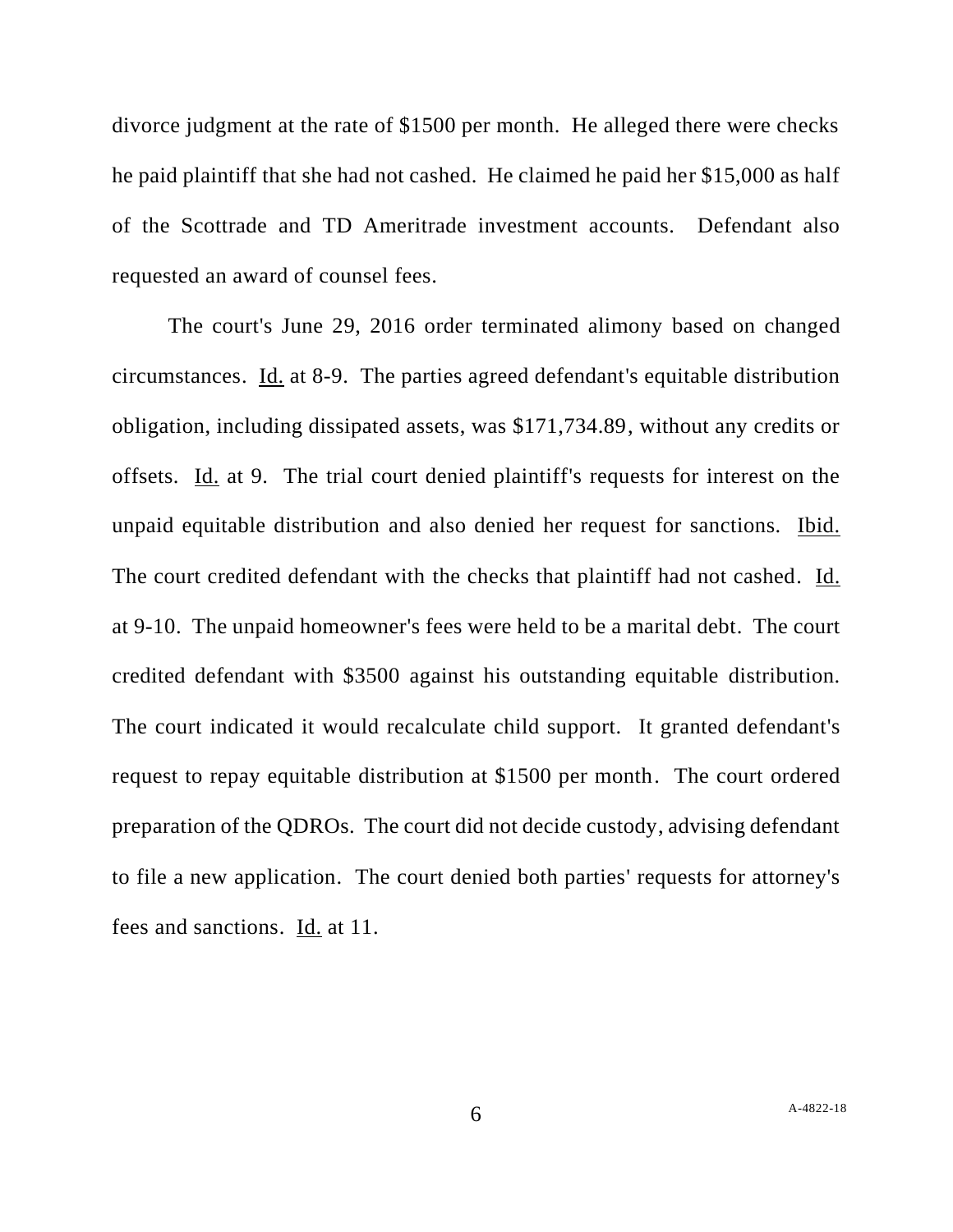divorce judgment at the rate of $1500 per month. He alleged there were checks he paid plaintiff that she had not cashed. He claimed he paid her $15,000 as half of the Scottrade and TD Ameritrade investment accounts. Defendant also requested an award of counsel fees.

The court's June 29, 2016 order terminated alimony based on changed circumstances. Id. at 8-9. The parties agreed defendant's equitable distribution obligation, including dissipated assets, was $171,734.89, without any credits or offsets. Id. at 9. The trial court denied plaintiff's requests for interest on the unpaid equitable distribution and also denied her request for sanctions. Ibid. The court credited defendant with the checks that plaintiff had not cashed. Id. at 9-10. The unpaid homeowner's fees were held to be a marital debt. The court credited defendant with $3500 against his outstanding equitable distribution. The court indicated it would recalculate child support. It granted defendant's request to repay equitable distribution at $1500 per month. The court ordered preparation of the QDROs. The court did not decide custody, advising defendant to file a new application. The court denied both parties' requests for attorney's fees and sanctions. Id. at 11.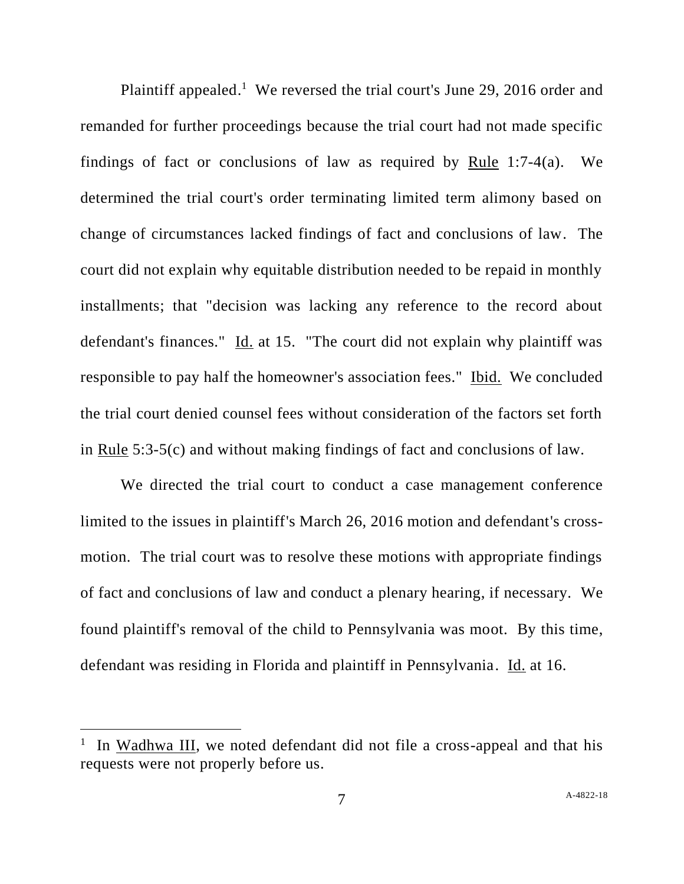Plaintiff appealed.[1] We reversed the trial court's June 29, 2016 order and remanded for further proceedings because the trial court had not made specific findings of fact or conclusions of law as required by Rule 1:7-4(a). We determined the trial court's order terminating limited term alimony based on change of circumstances lacked findings of fact and conclusions of law. The court did not explain why equitable distribution needed to be repaid in monthly installments; that "decision was lacking any reference to the record about defendant's finances." Id. at 15. "The court did not explain why plaintiff was responsible to pay half the homeowner's association fees." Ibid. We concluded the trial court denied counsel fees without consideration of the factors set forth in Rule 5:3-5(c) and without making findings of fact and conclusions of law.

We directed the trial court to conduct a case management conference limited to the issues in plaintiff's March 26, 2016 motion and defendant's cross-motion. The trial court was to resolve these motions with appropriate findings of fact and conclusions of law and conduct a plenary hearing, if necessary. We found plaintiff's removal of the child to Pennsylvania was moot. By this time, defendant was residing in Florida and plaintiff in Pennsylvania. Id. at 16.

---

[1] In Wadhwa III, we noted defendant did not file a cross-appeal and that his requests were not properly before us.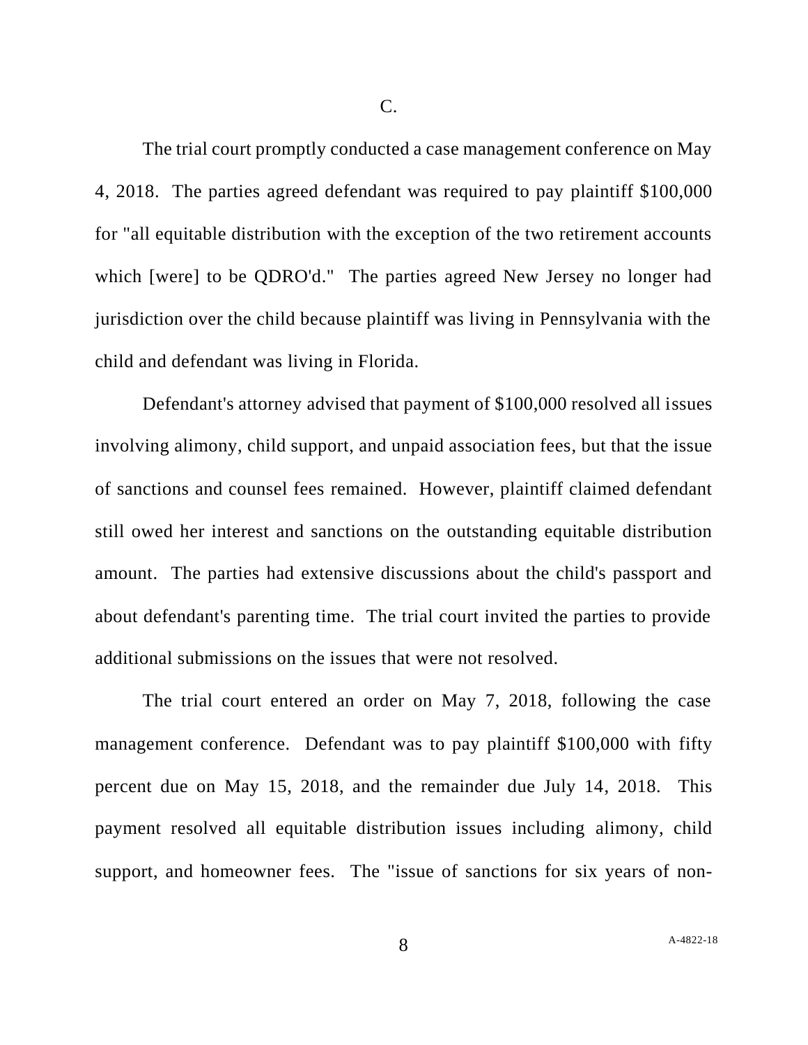C.

The trial court promptly conducted a case management conference on May 4, 2018. The parties agreed defendant was required to pay plaintiff $100,000 for "all equitable distribution with the exception of the two retirement accounts which [were] to be QDRO'd." The parties agreed New Jersey no longer had jurisdiction over the child because plaintiff was living in Pennsylvania with the child and defendant was living in Florida.

Defendant's attorney advised that payment of $100,000 resolved all issues involving alimony, child support, and unpaid association fees, but that the issue of sanctions and counsel fees remained. However, plaintiff claimed defendant still owed her interest and sanctions on the outstanding equitable distribution amount. The parties had extensive discussions about the child's passport and about defendant's parenting time. The trial court invited the parties to provide additional submissions on the issues that were not resolved.

The trial court entered an order on May 7, 2018, following the case management conference. Defendant was to pay plaintiff $100,000 with fifty percent due on May 15, 2018, and the remainder due July 14, 2018. This payment resolved all equitable distribution issues including alimony, child support, and homeowner fees. The "issue of sanctions for six years of non-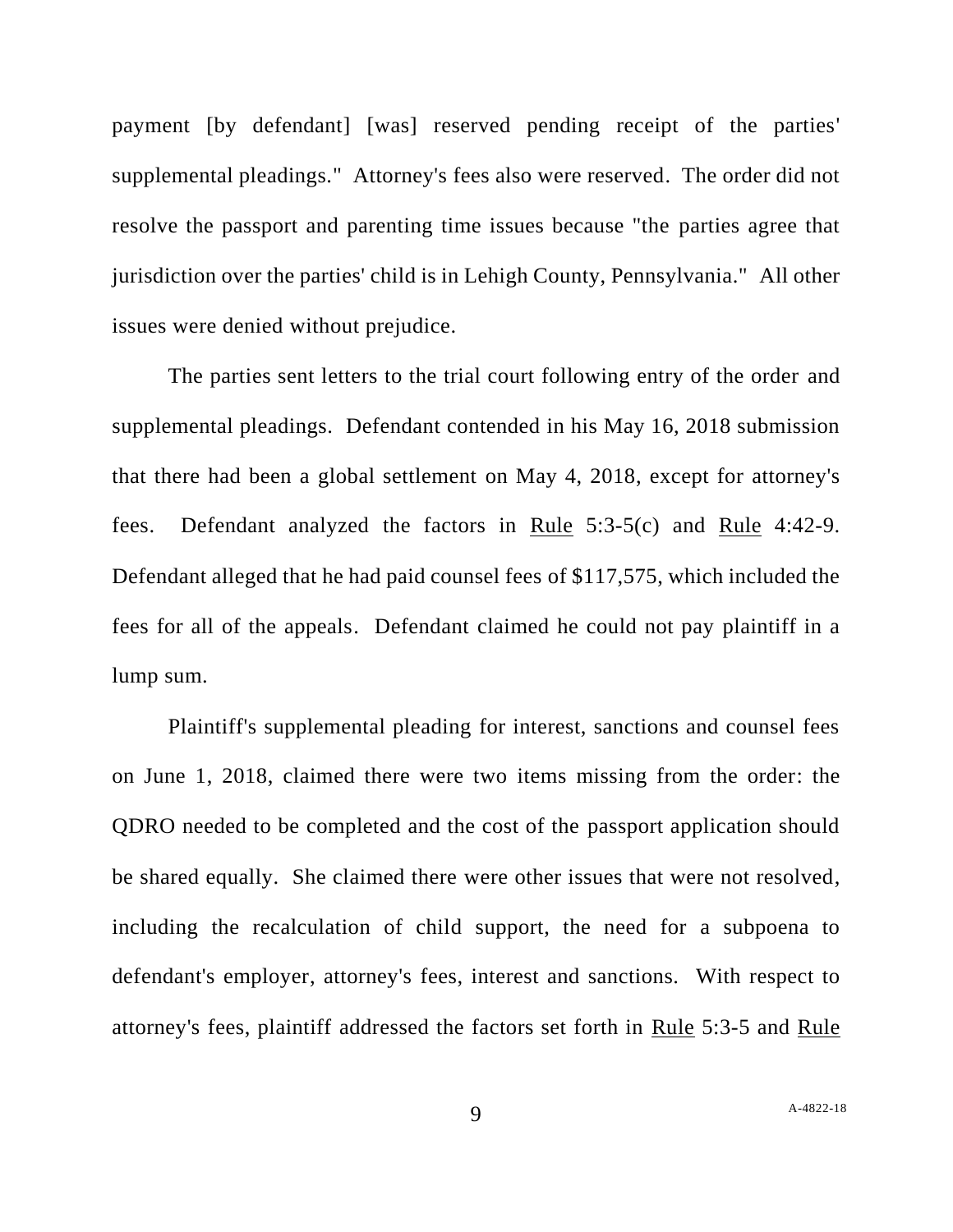payment [by defendant] [was] reserved pending receipt of the parties' supplemental pleadings." Attorney's fees also were reserved. The order did not resolve the passport and parenting time issues because "the parties agree that jurisdiction over the parties' child is in Lehigh County, Pennsylvania." All other issues were denied without prejudice.

The parties sent letters to the trial court following entry of the order and supplemental pleadings. Defendant contended in his May 16, 2018 submission that there had been a global settlement on May 4, 2018, except for attorney's fees. Defendant analyzed the factors in Rule 5:3-5(c) and Rule 4:42-9. Defendant alleged that he had paid counsel fees of $117,575, which included the fees for all of the appeals. Defendant claimed he could not pay plaintiff in a lump sum.

Plaintiff's supplemental pleading for interest, sanctions and counsel fees on June 1, 2018, claimed there were two items missing from the order: the QDRO needed to be completed and the cost of the passport application should be shared equally. She claimed there were other issues that were not resolved, including the recalculation of child support, the need for a subpoena to defendant's employer, attorney's fees, interest and sanctions. With respect to attorney's fees, plaintiff addressed the factors set forth in Rule 5:3-5 and Rule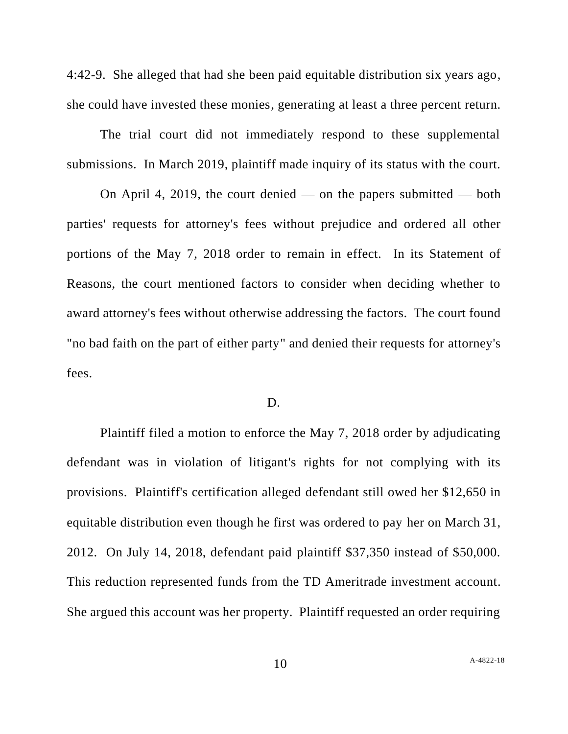4:42-9. She alleged that had she been paid equitable distribution six years ago, she could have invested these monies, generating at least a three percent return.

The trial court did not immediately respond to these supplemental submissions. In March 2019, plaintiff made inquiry of its status with the court.

On April 4, 2019, the court denied — on the papers submitted — both parties' requests for attorney's fees without prejudice and ordered all other portions of the May 7, 2018 order to remain in effect. In its Statement of Reasons, the court mentioned factors to consider when deciding whether to award attorney's fees without otherwise addressing the factors. The court found "no bad faith on the part of either party" and denied their requests for attorney's fees.

D.

Plaintiff filed a motion to enforce the May 7, 2018 order by adjudicating defendant was in violation of litigant's rights for not complying with its provisions. Plaintiff's certification alleged defendant still owed her $12,650 in equitable distribution even though he first was ordered to pay her on March 31, 2012. On July 14, 2018, defendant paid plaintiff $37,350 instead of $50,000. This reduction represented funds from the TD Ameritrade investment account. She argued this account was her property. Plaintiff requested an order requiring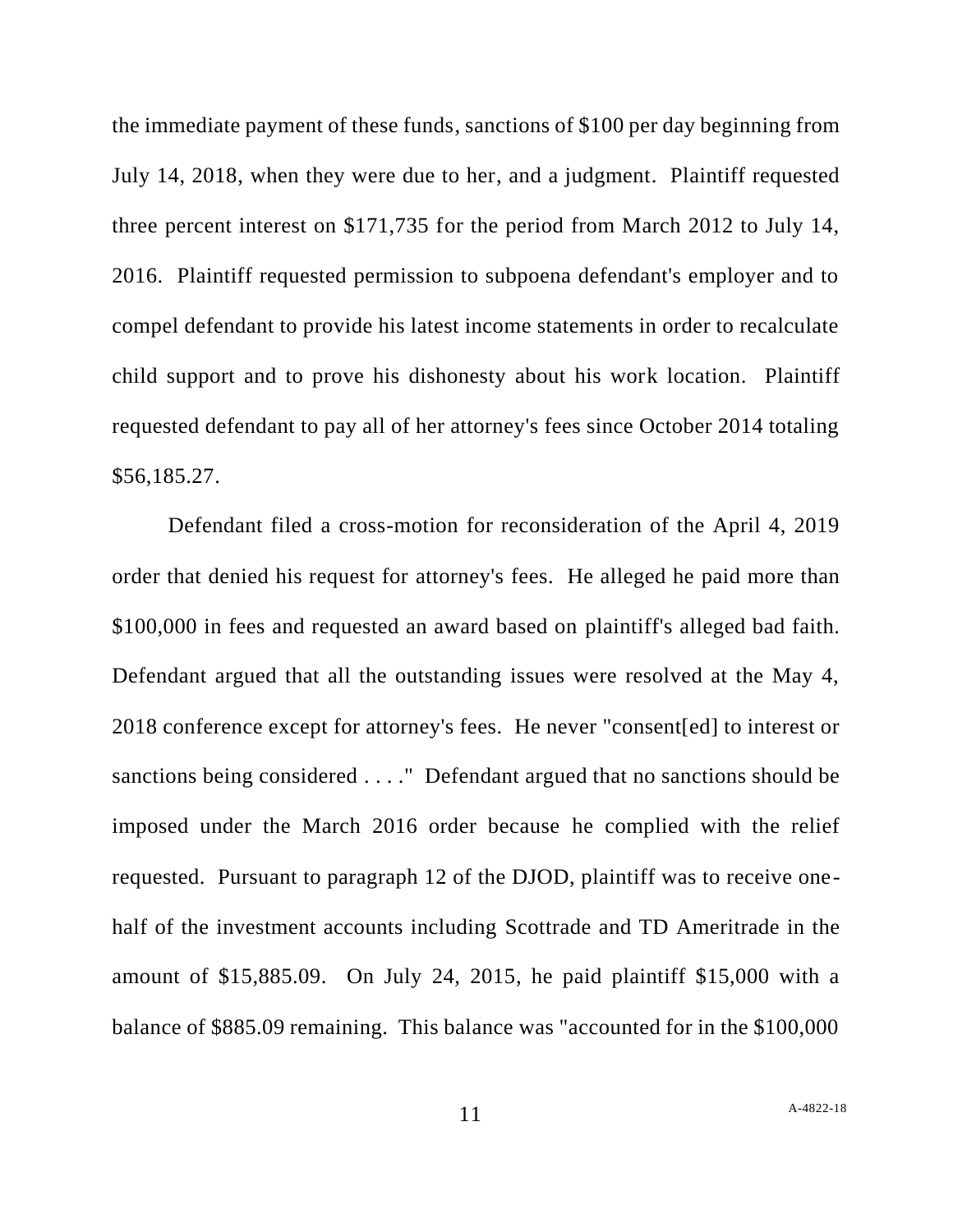the immediate payment of these funds, sanctions of $100 per day beginning from July 14, 2018, when they were due to her, and a judgment. Plaintiff requested three percent interest on $171,735 for the period from March 2012 to July 14, 2016. Plaintiff requested permission to subpoena defendant's employer and to compel defendant to provide his latest income statements in order to recalculate child support and to prove his dishonesty about his work location. Plaintiff requested defendant to pay all of her attorney's fees since October 2014 totaling $56,185.27.

Defendant filed a cross-motion for reconsideration of the April 4, 2019 order that denied his request for attorney's fees. He alleged he paid more than $100,000 in fees and requested an award based on plaintiff's alleged bad faith. Defendant argued that all the outstanding issues were resolved at the May 4, 2018 conference except for attorney's fees. He never "consent[ed] to interest or sanctions being considered . . . ." Defendant argued that no sanctions should be imposed under the March 2016 order because he complied with the relief requested. Pursuant to paragraph 12 of the DJOD, plaintiff was to receive one-half of the investment accounts including Scottrade and TD Ameritrade in the amount of $15,885.09. On July 24, 2015, he paid plaintiff $15,000 with a balance of $885.09 remaining. This balance was "accounted for in the $100,000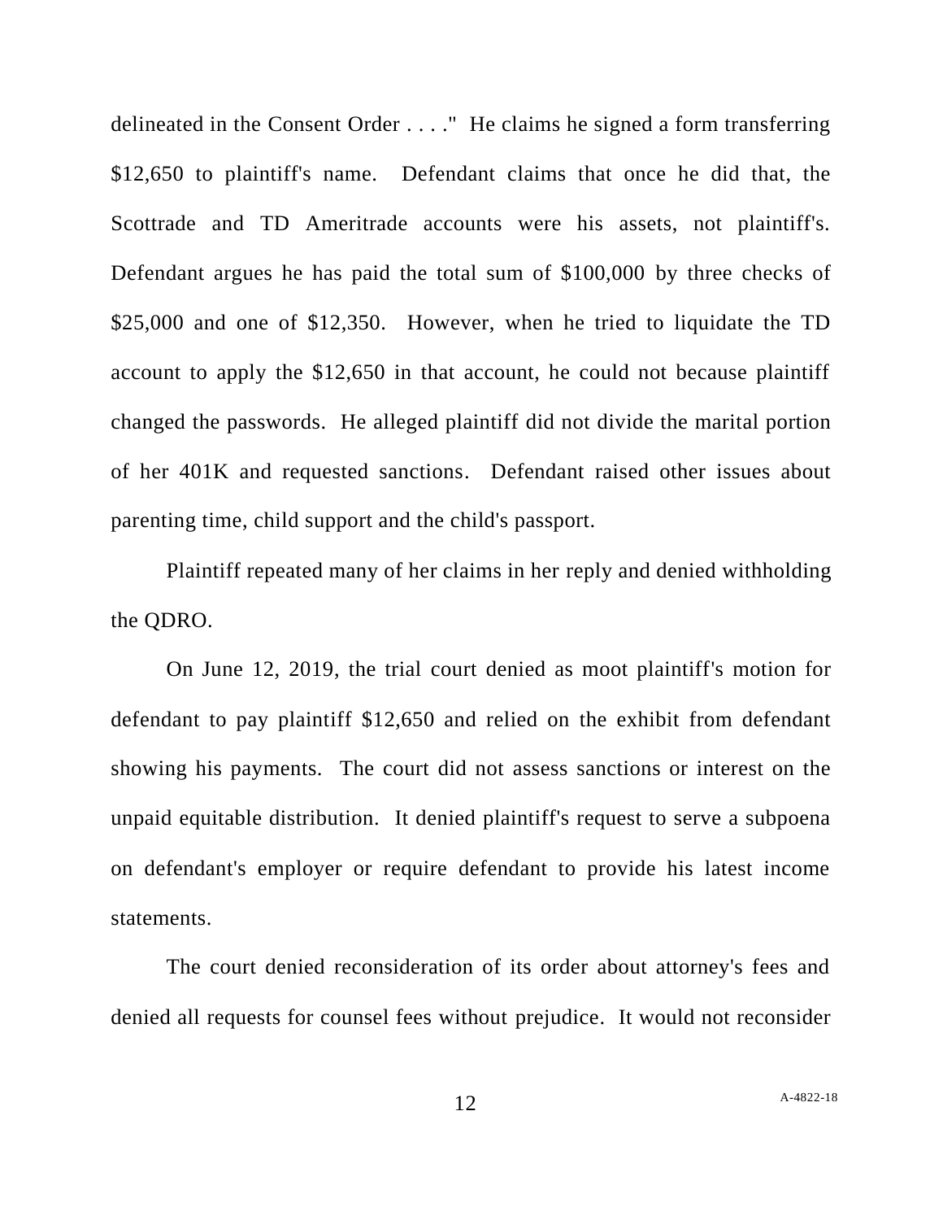delineated in the Consent Order . . . ." He claims he signed a form transferring $12,650 to plaintiff's name. Defendant claims that once he did that, the Scottrade and TD Ameritrade accounts were his assets, not plaintiff's. Defendant argues he has paid the total sum of $100,000 by three checks of $25,000 and one of $12,350. However, when he tried to liquidate the TD account to apply the $12,650 in that account, he could not because plaintiff changed the passwords. He alleged plaintiff did not divide the marital portion of her 401K and requested sanctions. Defendant raised other issues about parenting time, child support and the child's passport.

Plaintiff repeated many of her claims in her reply and denied withholding the QDRO.

On June 12, 2019, the trial court denied as moot plaintiff's motion for defendant to pay plaintiff $12,650 and relied on the exhibit from defendant showing his payments. The court did not assess sanctions or interest on the unpaid equitable distribution. It denied plaintiff's request to serve a subpoena on defendant's employer or require defendant to provide his latest income statements.

The court denied reconsideration of its order about attorney's fees and denied all requests for counsel fees without prejudice. It would not reconsider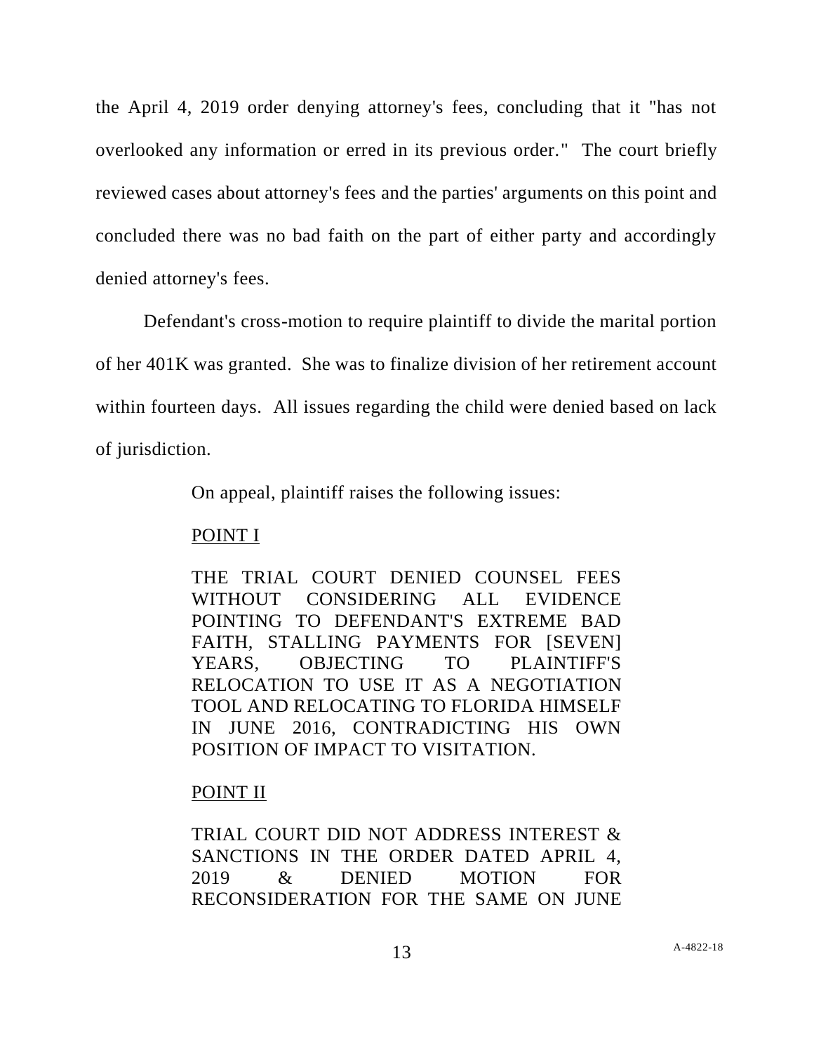the April 4, 2019 order denying attorney's fees, concluding that it "has not overlooked any information or erred in its previous order." The court briefly reviewed cases about attorney's fees and the parties' arguments on this point and concluded there was no bad faith on the part of either party and accordingly denied attorney's fees.

Defendant's cross-motion to require plaintiff to divide the marital portion of her 401K was granted. She was to finalize division of her retirement account within fourteen days. All issues regarding the child were denied based on lack of jurisdiction.

> On appeal, plaintiff raises the following issues:
>
> POINT I
>
> THE TRIAL COURT DENIED COUNSEL FEES WITHOUT CONSIDERING ALL EVIDENCE POINTING TO DEFENDANT'S EXTREME BAD FAITH, STALLING PAYMENTS FOR [SEVEN] YEARS, OBJECTING TO PLAINTIFF'S RELOCATION TO USE IT AS A NEGOTIATION TOOL AND RELOCATING TO FLORIDA HIMSELF IN JUNE 2016, CONTRADICTING HIS OWN POSITION OF IMPACT TO VISITATION.
>
> POINT II
>
> TRIAL COURT DID NOT ADDRESS INTEREST & SANCTIONS IN THE ORDER DATED APRIL 4, 2019 & DENIED MOTION FOR RECONSIDERATION FOR THE SAME ON JUNE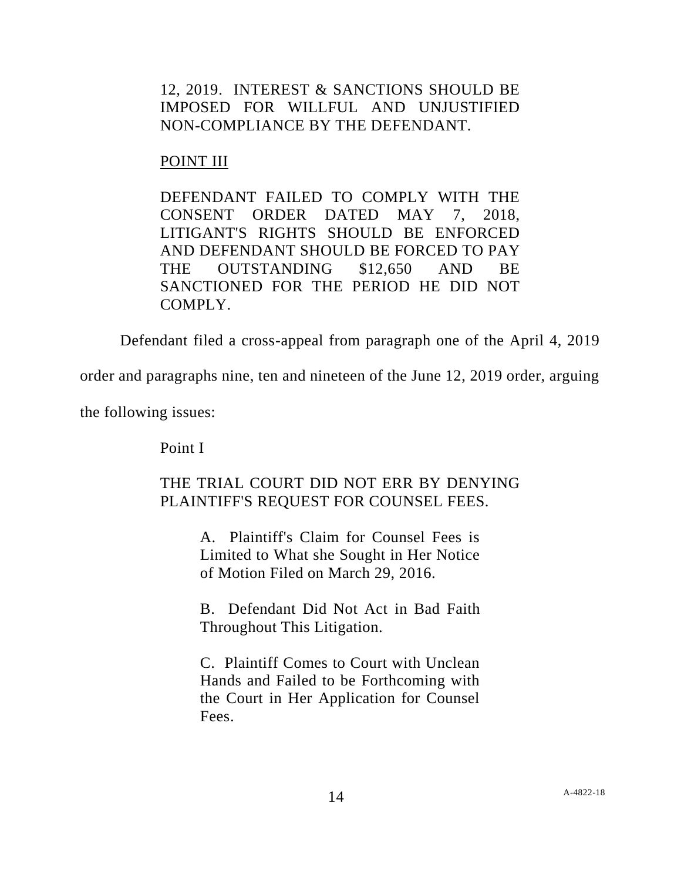12, 2019. INTEREST & SANCTIONS SHOULD BE IMPOSED FOR WILLFUL AND UNJUSTIFIED NON-COMPLIANCE BY THE DEFENDANT.

POINT III

DEFENDANT FAILED TO COMPLY WITH THE CONSENT ORDER DATED MAY 7, 2018, LITIGANT'S RIGHTS SHOULD BE ENFORCED AND DEFENDANT SHOULD BE FORCED TO PAY THE OUTSTANDING $12,650 AND BE SANCTIONED FOR THE PERIOD HE DID NOT COMPLY.

Defendant filed a cross-appeal from paragraph one of the April 4, 2019 order and paragraphs nine, ten and nineteen of the June 12, 2019 order, arguing the following issues:

Point I

THE TRIAL COURT DID NOT ERR BY DENYING PLAINTIFF'S REQUEST FOR COUNSEL FEES.

A. Plaintiff's Claim for Counsel Fees is Limited to What she Sought in Her Notice of Motion Filed on March 29, 2016.

B. Defendant Did Not Act in Bad Faith Throughout This Litigation.

C. Plaintiff Comes to Court with Unclean Hands and Failed to be Forthcoming with the Court in Her Application for Counsel Fees.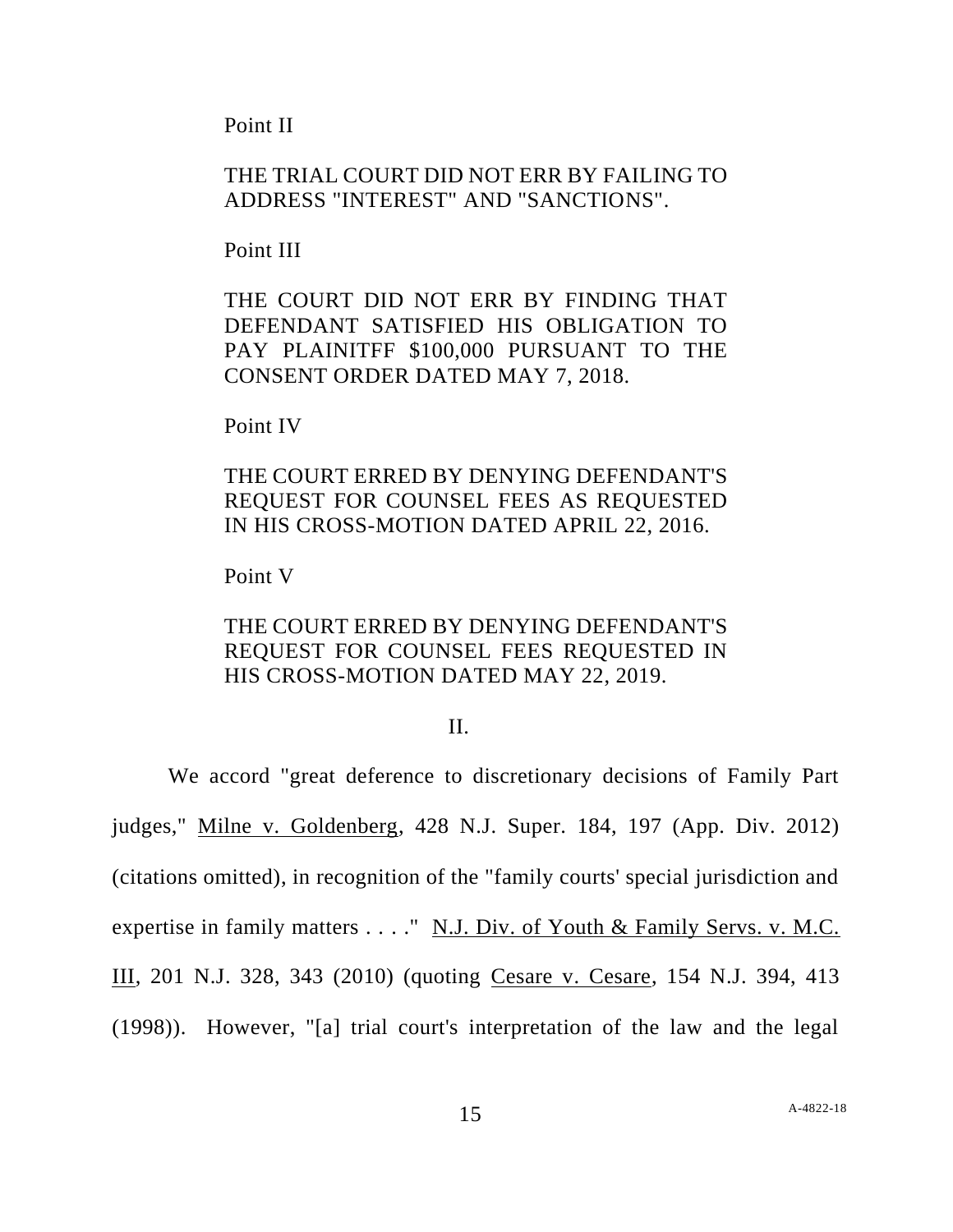Point II

THE TRIAL COURT DID NOT ERR BY FAILING TO ADDRESS "INTEREST" AND "SANCTIONS".

Point III

THE COURT DID NOT ERR BY FINDING THAT DEFENDANT SATISFIED HIS OBLIGATION TO PAY PLAINITFF $100,000 PURSUANT TO THE CONSENT ORDER DATED MAY 7, 2018.

Point IV

THE COURT ERRED BY DENYING DEFENDANT'S REQUEST FOR COUNSEL FEES AS REQUESTED IN HIS CROSS-MOTION DATED APRIL 22, 2016.

Point V

THE COURT ERRED BY DENYING DEFENDANT'S REQUEST FOR COUNSEL FEES REQUESTED IN HIS CROSS-MOTION DATED MAY 22, 2019.

## II.

We accord "great deference to discretionary decisions of Family Part judges," Milne v. Goldenberg, 428 N.J. Super. 184, 197 (App. Div. 2012) (citations omitted), in recognition of the "family courts' special jurisdiction and expertise in family matters . . . ." N.J. Div. of Youth & Family Servs. v. M.C. III, 201 N.J. 328, 343 (2010) (quoting Cesare v. Cesare, 154 N.J. 394, 413 (1998)). However, "[a] trial court's interpretation of the law and the legal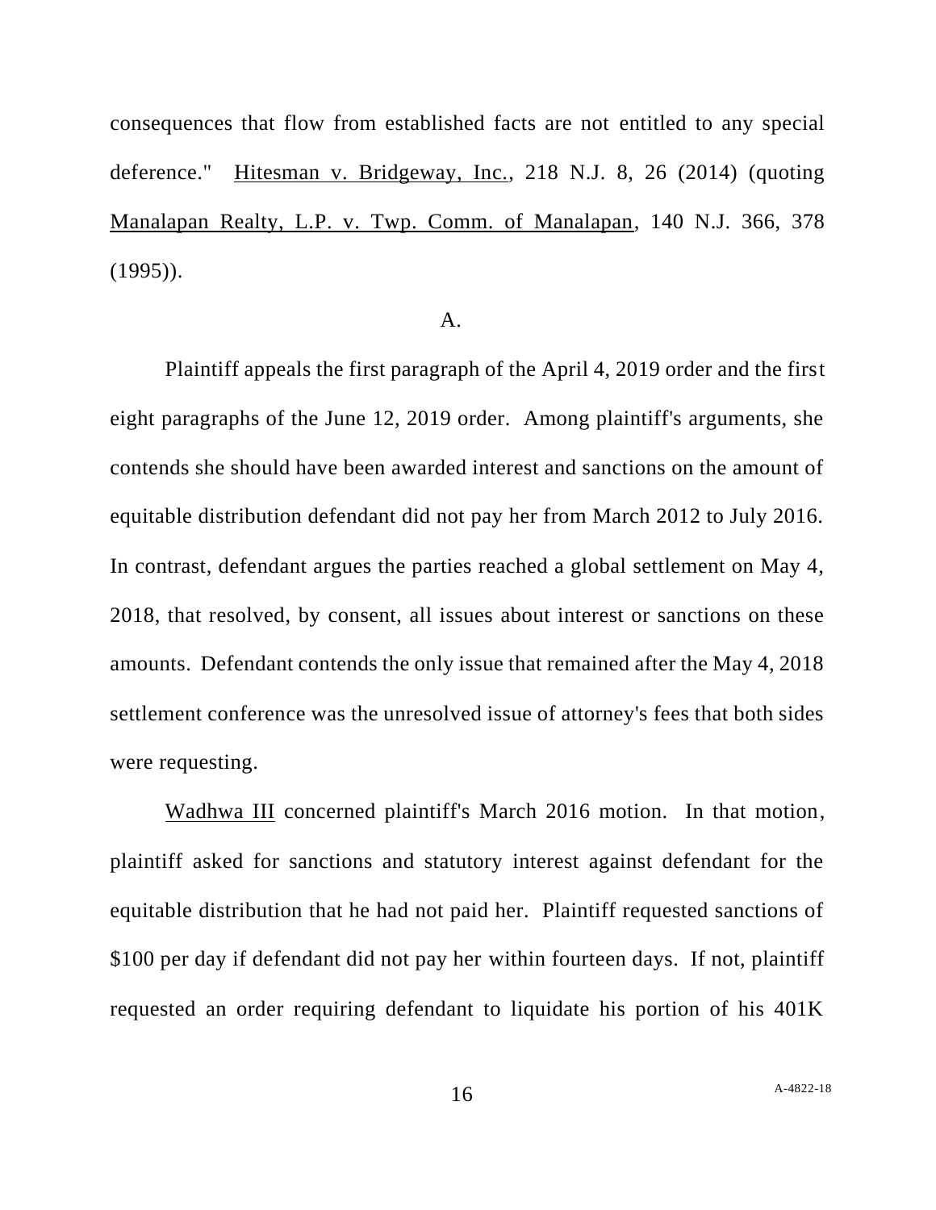consequences that flow from established facts are not entitled to any special deference." Hitesman v. Bridgeway, Inc., 218 N.J. 8, 26 (2014) (quoting Manalapan Realty, L.P. v. Twp. Comm. of Manalapan, 140 N.J. 366, 378 (1995)).

A.

Plaintiff appeals the first paragraph of the April 4, 2019 order and the first eight paragraphs of the June 12, 2019 order. Among plaintiff's arguments, she contends she should have been awarded interest and sanctions on the amount of equitable distribution defendant did not pay her from March 2012 to July 2016. In contrast, defendant argues the parties reached a global settlement on May 4, 2018, that resolved, by consent, all issues about interest or sanctions on these amounts. Defendant contends the only issue that remained after the May 4, 2018 settlement conference was the unresolved issue of attorney's fees that both sides were requesting.

Wadhwa III concerned plaintiff's March 2016 motion. In that motion, plaintiff asked for sanctions and statutory interest against defendant for the equitable distribution that he had not paid her. Plaintiff requested sanctions of $100 per day if defendant did not pay her within fourteen days. If not, plaintiff requested an order requiring defendant to liquidate his portion of his 401K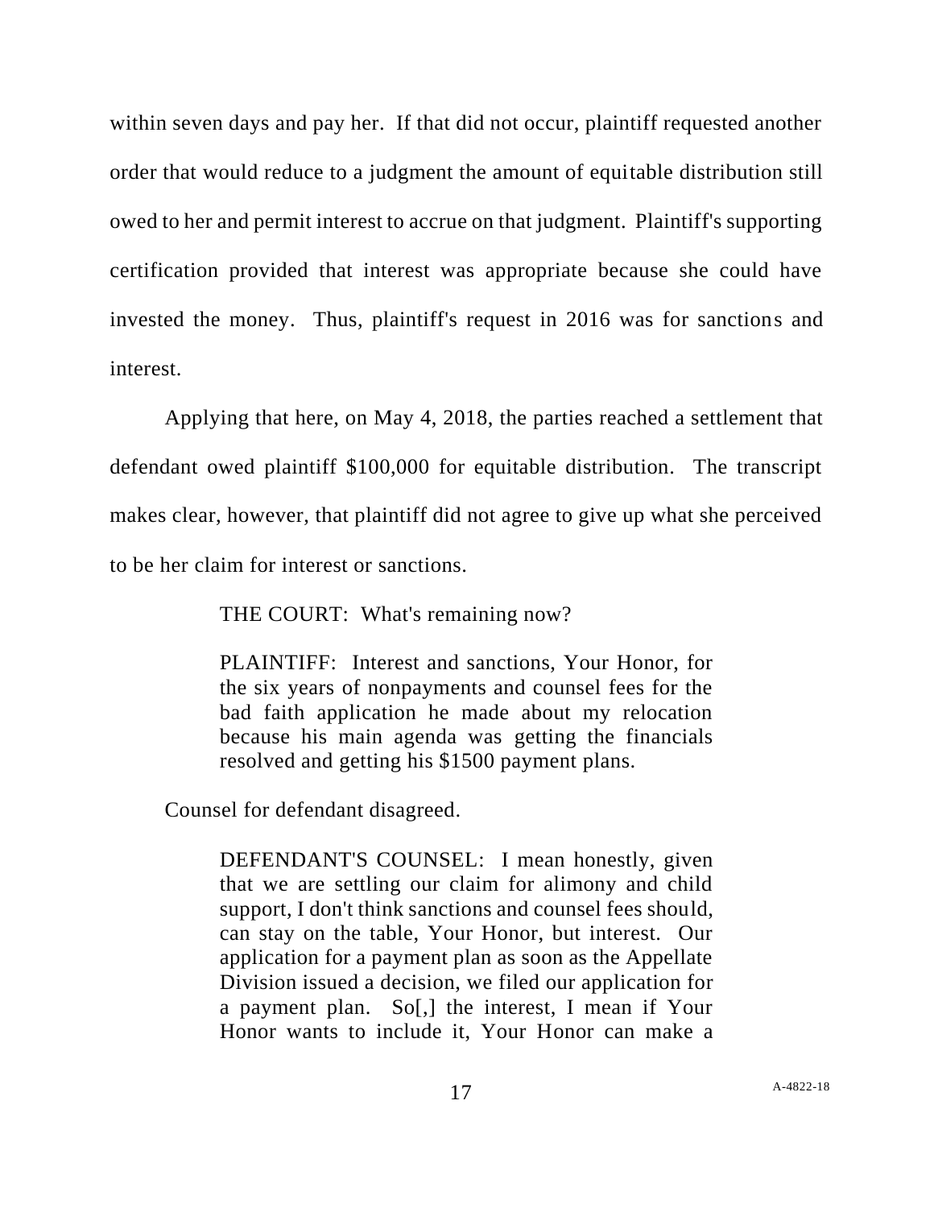within seven days and pay her. If that did not occur, plaintiff requested another order that would reduce to a judgment the amount of equitable distribution still owed to her and permit interest to accrue on that judgment. Plaintiff's supporting certification provided that interest was appropriate because she could have invested the money. Thus, plaintiff's request in 2016 was for sanctions and interest.

Applying that here, on May 4, 2018, the parties reached a settlement that defendant owed plaintiff $100,000 for equitable distribution. The transcript makes clear, however, that plaintiff did not agree to give up what she perceived to be her claim for interest or sanctions.

> THE COURT: What's remaining now?
>
> PLAINTIFF: Interest and sanctions, Your Honor, for the six years of nonpayments and counsel fees for the bad faith application he made about my relocation because his main agenda was getting the financials resolved and getting his $1500 payment plans.

Counsel for defendant disagreed.

> DEFENDANT'S COUNSEL: I mean honestly, given that we are settling our claim for alimony and child support, I don't think sanctions and counsel fees should, can stay on the table, Your Honor, but interest. Our application for a payment plan as soon as the Appellate Division issued a decision, we filed our application for a payment plan. So[,] the interest, I mean if Your Honor wants to include it, Your Honor can make a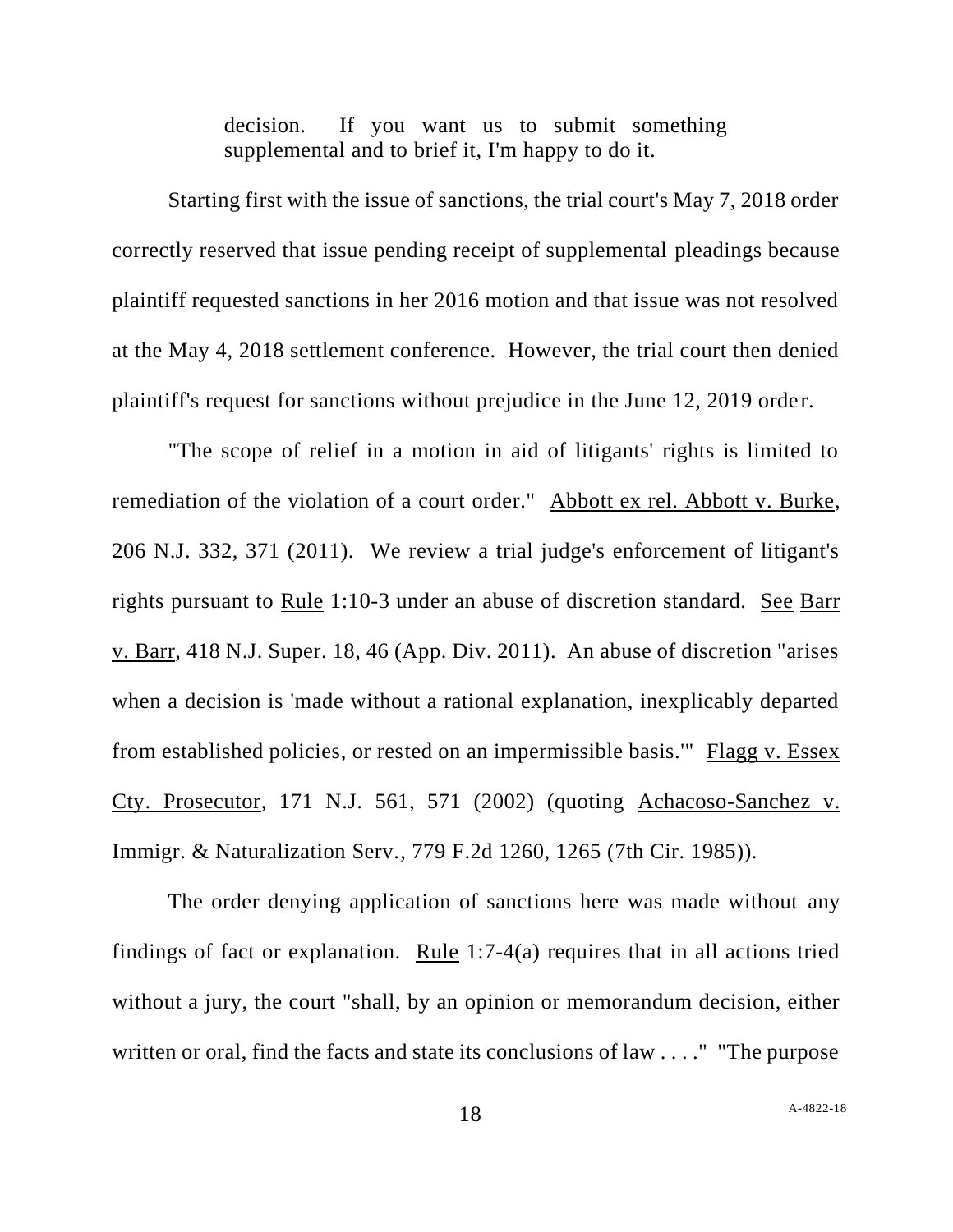> decision. If you want us to submit something supplemental and to brief it, I'm happy to do it.

Starting first with the issue of sanctions, the trial court's May 7, 2018 order correctly reserved that issue pending receipt of supplemental pleadings because plaintiff requested sanctions in her 2016 motion and that issue was not resolved at the May 4, 2018 settlement conference. However, the trial court then denied plaintiff's request for sanctions without prejudice in the June 12, 2019 order.

"The scope of relief in a motion in aid of litigants' rights is limited to remediation of the violation of a court order." Abbott ex rel. Abbott v. Burke, 206 N.J. 332, 371 (2011). We review a trial judge's enforcement of litigant's rights pursuant to Rule 1:10-3 under an abuse of discretion standard. See Barr v. Barr, 418 N.J. Super. 18, 46 (App. Div. 2011). An abuse of discretion "arises when a decision is 'made without a rational explanation, inexplicably departed from established policies, or rested on an impermissible basis.'" Flagg v. Essex Cty. Prosecutor, 171 N.J. 561, 571 (2002) (quoting Achacoso-Sanchez v. Immigr. & Naturalization Serv., 779 F.2d 1260, 1265 (7th Cir. 1985)).

The order denying application of sanctions here was made without any findings of fact or explanation. Rule 1:7-4(a) requires that in all actions tried without a jury, the court "shall, by an opinion or memorandum decision, either written or oral, find the facts and state its conclusions of law . . . ." "The purpose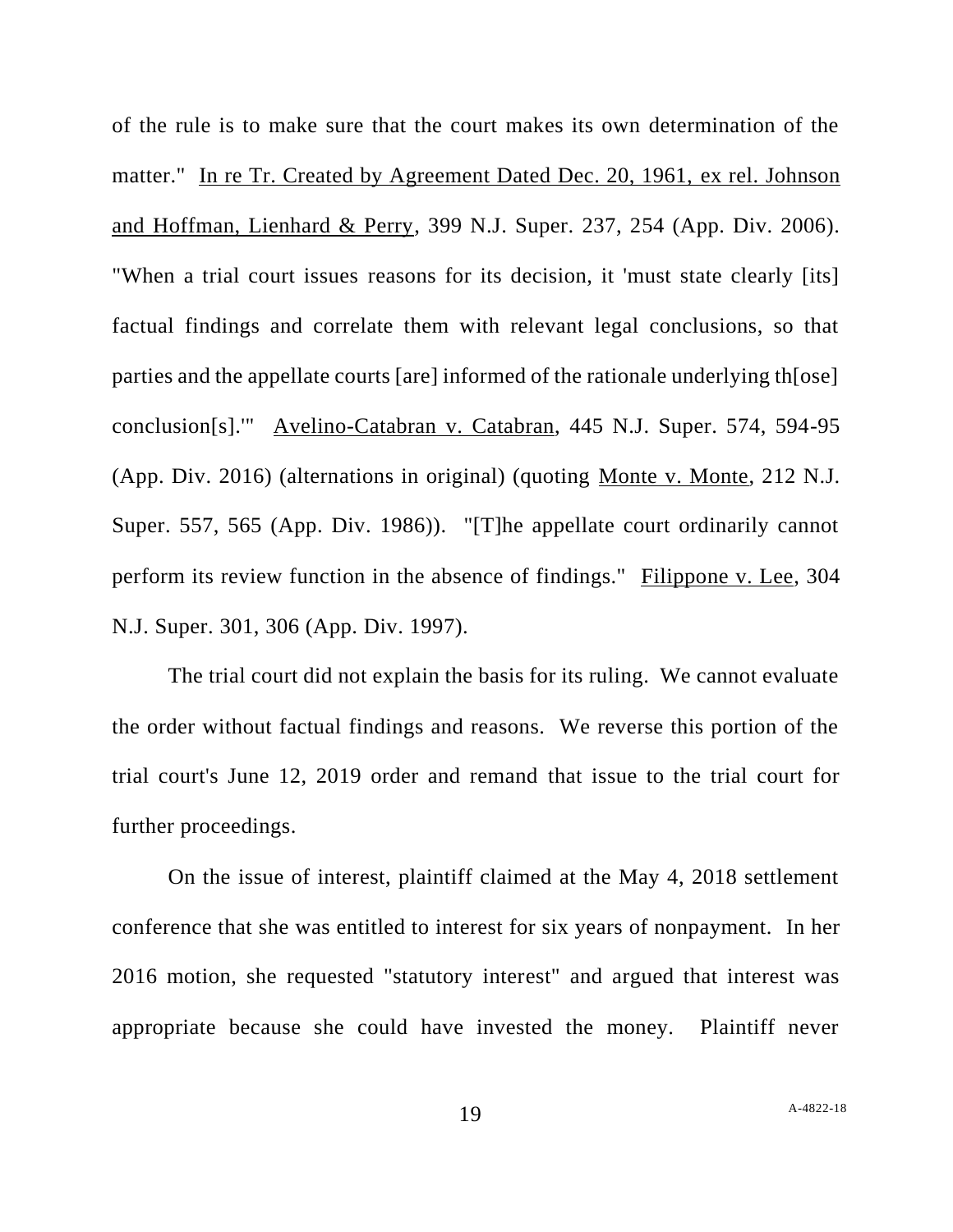of the rule is to make sure that the court makes its own determination of the matter." In re Tr. Created by Agreement Dated Dec. 20, 1961, ex rel. Johnson and Hoffman, Lienhard & Perry, 399 N.J. Super. 237, 254 (App. Div. 2006). "When a trial court issues reasons for its decision, it 'must state clearly [its] factual findings and correlate them with relevant legal conclusions, so that parties and the appellate courts [are] informed of the rationale underlying th[ose] conclusion[s].'" Avelino-Catabran v. Catabran, 445 N.J. Super. 574, 594-95 (App. Div. 2016) (alternations in original) (quoting Monte v. Monte, 212 N.J. Super. 557, 565 (App. Div. 1986)). "[T]he appellate court ordinarily cannot perform its review function in the absence of findings." Filippone v. Lee, 304 N.J. Super. 301, 306 (App. Div. 1997).

The trial court did not explain the basis for its ruling. We cannot evaluate the order without factual findings and reasons. We reverse this portion of the trial court's June 12, 2019 order and remand that issue to the trial court for further proceedings.

On the issue of interest, plaintiff claimed at the May 4, 2018 settlement conference that she was entitled to interest for six years of nonpayment. In her 2016 motion, she requested "statutory interest" and argued that interest was appropriate because she could have invested the money. Plaintiff never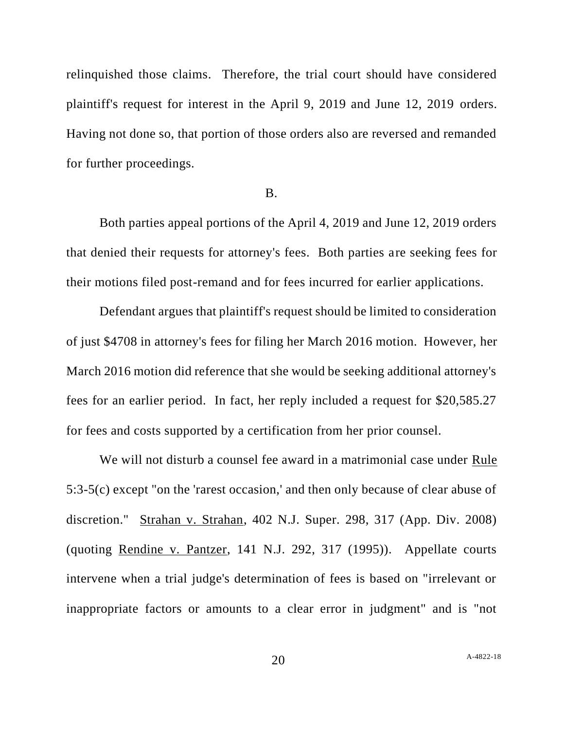relinquished those claims. Therefore, the trial court should have considered plaintiff's request for interest in the April 9, 2019 and June 12, 2019 orders. Having not done so, that portion of those orders also are reversed and remanded for further proceedings.

B.

Both parties appeal portions of the April 4, 2019 and June 12, 2019 orders that denied their requests for attorney's fees. Both parties are seeking fees for their motions filed post-remand and for fees incurred for earlier applications.

Defendant argues that plaintiff's request should be limited to consideration of just $4708 in attorney's fees for filing her March 2016 motion. However, her March 2016 motion did reference that she would be seeking additional attorney's fees for an earlier period. In fact, her reply included a request for $20,585.27 for fees and costs supported by a certification from her prior counsel.

We will not disturb a counsel fee award in a matrimonial case under Rule 5:3-5(c) except "on the 'rarest occasion,' and then only because of clear abuse of discretion." Strahan v. Strahan, 402 N.J. Super. 298, 317 (App. Div. 2008) (quoting Rendine v. Pantzer, 141 N.J. 292, 317 (1995)). Appellate courts intervene when a trial judge's determination of fees is based on "irrelevant or inappropriate factors or amounts to a clear error in judgment" and is "not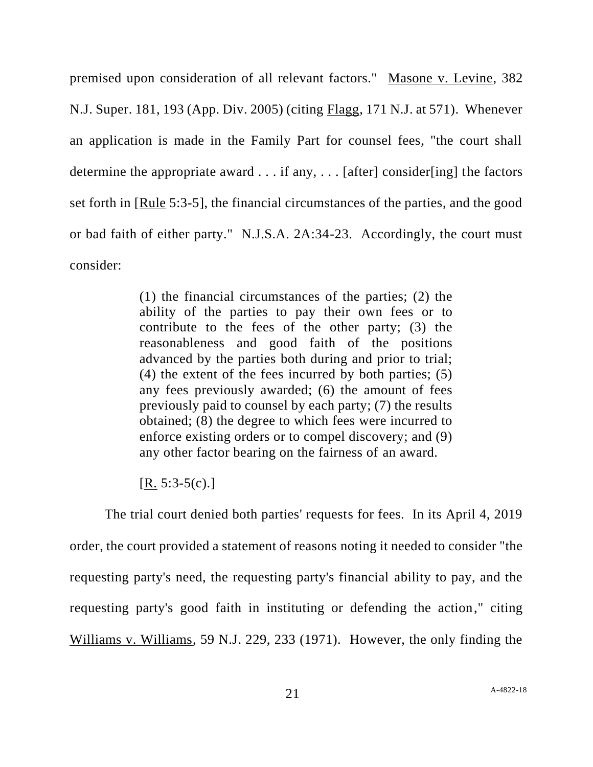premised upon consideration of all relevant factors." Masone v. Levine, 382 N.J. Super. 181, 193 (App. Div. 2005) (citing Flagg, 171 N.J. at 571). Whenever an application is made in the Family Part for counsel fees, "the court shall determine the appropriate award . . . if any, . . . [after] consider[ing] the factors set forth in [Rule 5:3-5], the financial circumstances of the parties, and the good or bad faith of either party." N.J.S.A. 2A:34-23. Accordingly, the court must consider:

> (1) the financial circumstances of the parties; (2) the ability of the parties to pay their own fees or to contribute to the fees of the other party; (3) the reasonableness and good faith of the positions advanced by the parties both during and prior to trial; (4) the extent of the fees incurred by both parties; (5) any fees previously awarded; (6) the amount of fees previously paid to counsel by each party; (7) the results obtained; (8) the degree to which fees were incurred to enforce existing orders or to compel discovery; and (9) any other factor bearing on the fairness of an award.
>
> [R. 5:3-5(c).]

The trial court denied both parties' requests for fees. In its April 4, 2019 order, the court provided a statement of reasons noting it needed to consider "the requesting party's need, the requesting party's financial ability to pay, and the requesting party's good faith in instituting or defending the action," citing Williams v. Williams, 59 N.J. 229, 233 (1971). However, the only finding the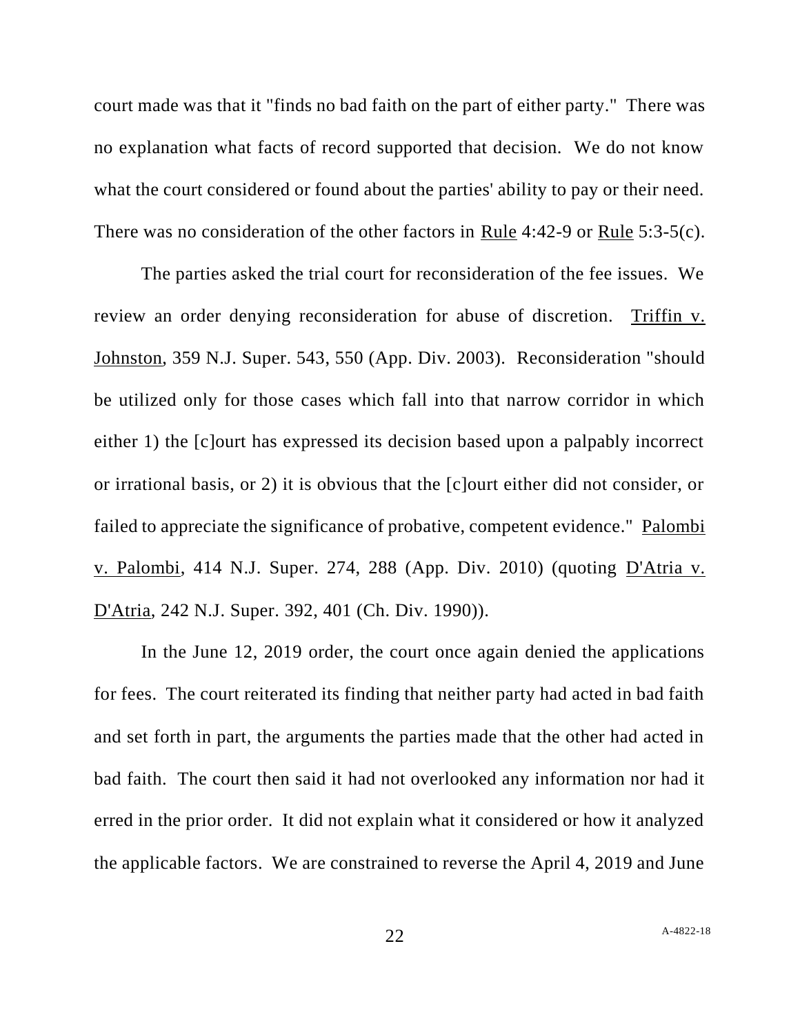court made was that it "finds no bad faith on the part of either party." There was no explanation what facts of record supported that decision. We do not know what the court considered or found about the parties' ability to pay or their need. There was no consideration of the other factors in Rule 4:42-9 or Rule 5:3-5(c).

The parties asked the trial court for reconsideration of the fee issues. We review an order denying reconsideration for abuse of discretion. Triffin v. Johnston, 359 N.J. Super. 543, 550 (App. Div. 2003). Reconsideration "should be utilized only for those cases which fall into that narrow corridor in which either 1) the [c]ourt has expressed its decision based upon a palpably incorrect or irrational basis, or 2) it is obvious that the [c]ourt either did not consider, or failed to appreciate the significance of probative, competent evidence." Palombi v. Palombi, 414 N.J. Super. 274, 288 (App. Div. 2010) (quoting D'Atria v. D'Atria, 242 N.J. Super. 392, 401 (Ch. Div. 1990)).

In the June 12, 2019 order, the court once again denied the applications for fees. The court reiterated its finding that neither party had acted in bad faith and set forth in part, the arguments the parties made that the other had acted in bad faith. The court then said it had not overlooked any information nor had it erred in the prior order. It did not explain what it considered or how it analyzed the applicable factors. We are constrained to reverse the April 4, 2019 and June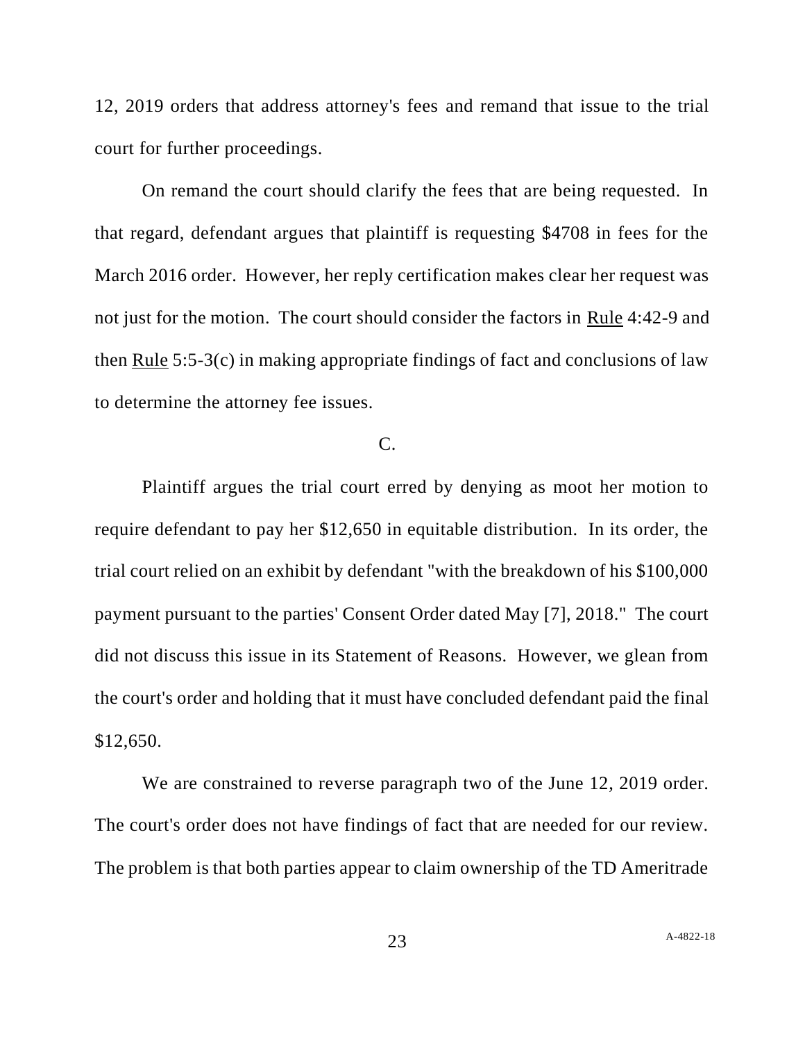12, 2019 orders that address attorney's fees and remand that issue to the trial court for further proceedings.

On remand the court should clarify the fees that are being requested. In that regard, defendant argues that plaintiff is requesting $4708 in fees for the March 2016 order. However, her reply certification makes clear her request was not just for the motion. The court should consider the factors in Rule 4:42-9 and then Rule 5:5-3(c) in making appropriate findings of fact and conclusions of law to determine the attorney fee issues.

C.

Plaintiff argues the trial court erred by denying as moot her motion to require defendant to pay her $12,650 in equitable distribution. In its order, the trial court relied on an exhibit by defendant "with the breakdown of his $100,000 payment pursuant to the parties' Consent Order dated May [7], 2018." The court did not discuss this issue in its Statement of Reasons. However, we glean from the court's order and holding that it must have concluded defendant paid the final $12,650.

We are constrained to reverse paragraph two of the June 12, 2019 order. The court's order does not have findings of fact that are needed for our review. The problem is that both parties appear to claim ownership of the TD Ameritrade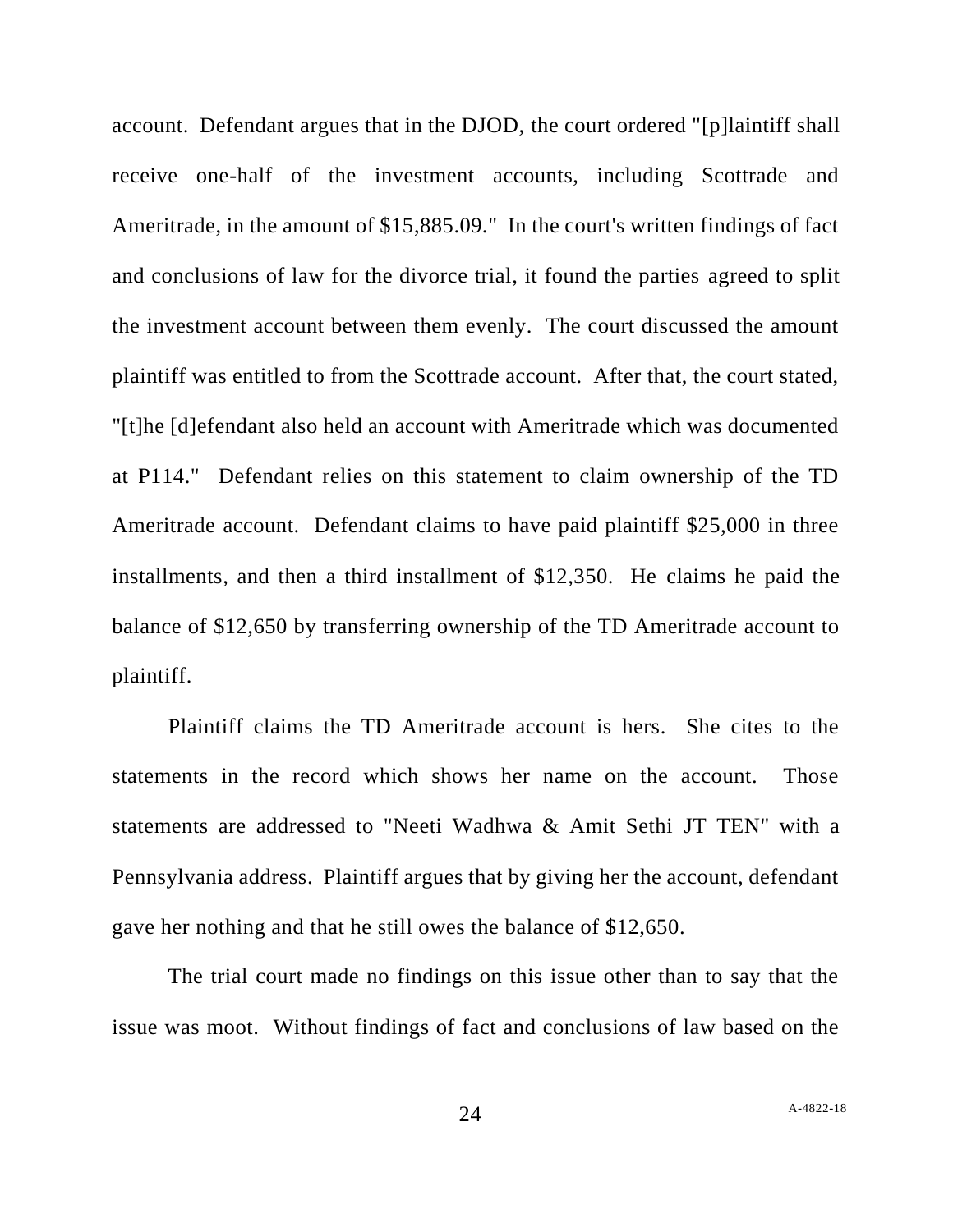account. Defendant argues that in the DJOD, the court ordered "[p]laintiff shall receive one-half of the investment accounts, including Scottrade and Ameritrade, in the amount of $15,885.09." In the court's written findings of fact and conclusions of law for the divorce trial, it found the parties agreed to split the investment account between them evenly. The court discussed the amount plaintiff was entitled to from the Scottrade account. After that, the court stated, "[t]he [d]efendant also held an account with Ameritrade which was documented at P114." Defendant relies on this statement to claim ownership of the TD Ameritrade account. Defendant claims to have paid plaintiff $25,000 in three installments, and then a third installment of $12,350. He claims he paid the balance of $12,650 by transferring ownership of the TD Ameritrade account to plaintiff.

Plaintiff claims the TD Ameritrade account is hers. She cites to the statements in the record which shows her name on the account. Those statements are addressed to "Neeti Wadhwa & Amit Sethi JT TEN" with a Pennsylvania address. Plaintiff argues that by giving her the account, defendant gave her nothing and that he still owes the balance of $12,650.

The trial court made no findings on this issue other than to say that the issue was moot. Without findings of fact and conclusions of law based on the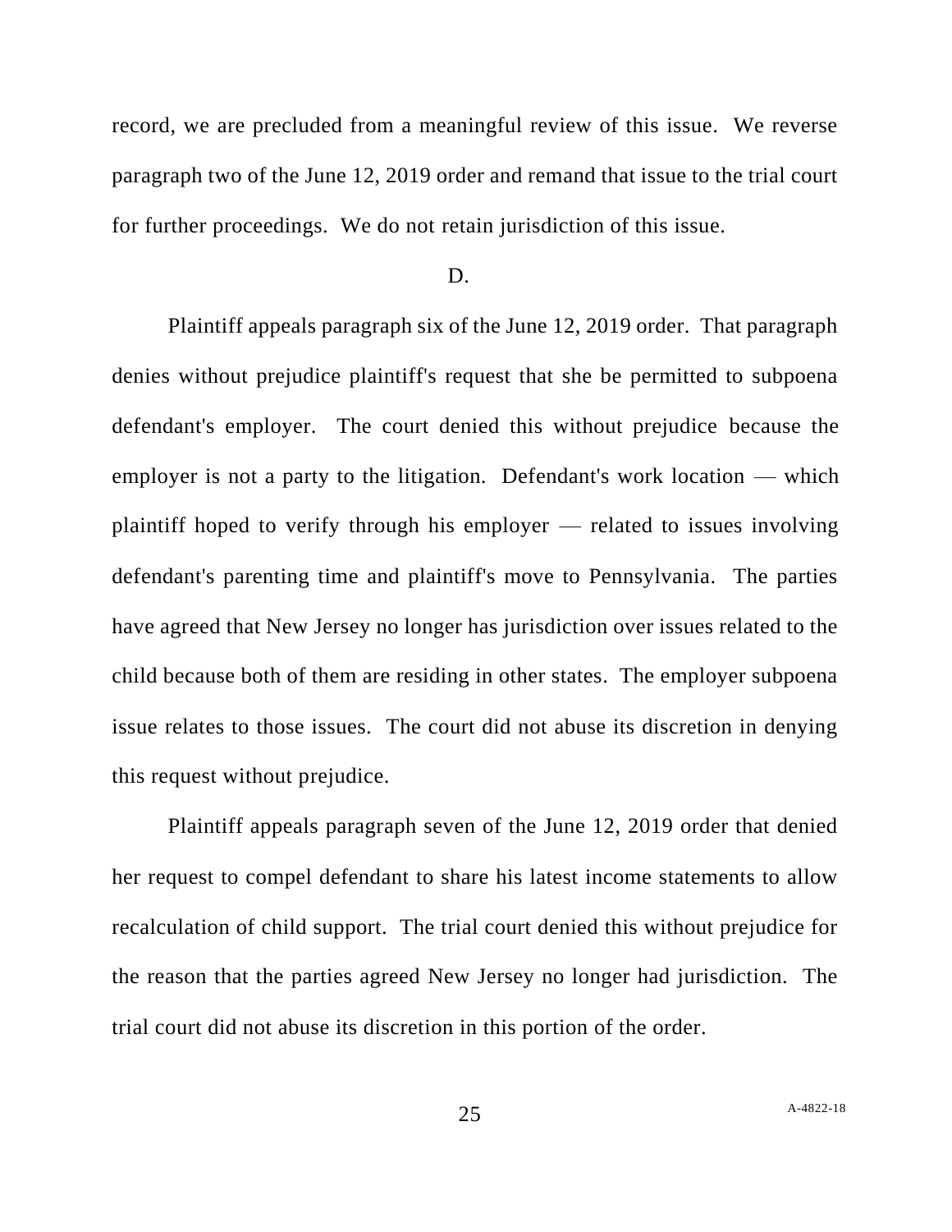record, we are precluded from a meaningful review of this issue. We reverse paragraph two of the June 12, 2019 order and remand that issue to the trial court for further proceedings. We do not retain jurisdiction of this issue.

D.

Plaintiff appeals paragraph six of the June 12, 2019 order. That paragraph denies without prejudice plaintiff's request that she be permitted to subpoena defendant's employer. The court denied this without prejudice because the employer is not a party to the litigation. Defendant's work location — which plaintiff hoped to verify through his employer — related to issues involving defendant's parenting time and plaintiff's move to Pennsylvania. The parties have agreed that New Jersey no longer has jurisdiction over issues related to the child because both of them are residing in other states. The employer subpoena issue relates to those issues. The court did not abuse its discretion in denying this request without prejudice.

Plaintiff appeals paragraph seven of the June 12, 2019 order that denied her request to compel defendant to share his latest income statements to allow recalculation of child support. The trial court denied this without prejudice for the reason that the parties agreed New Jersey no longer had jurisdiction. The trial court did not abuse its discretion in this portion of the order.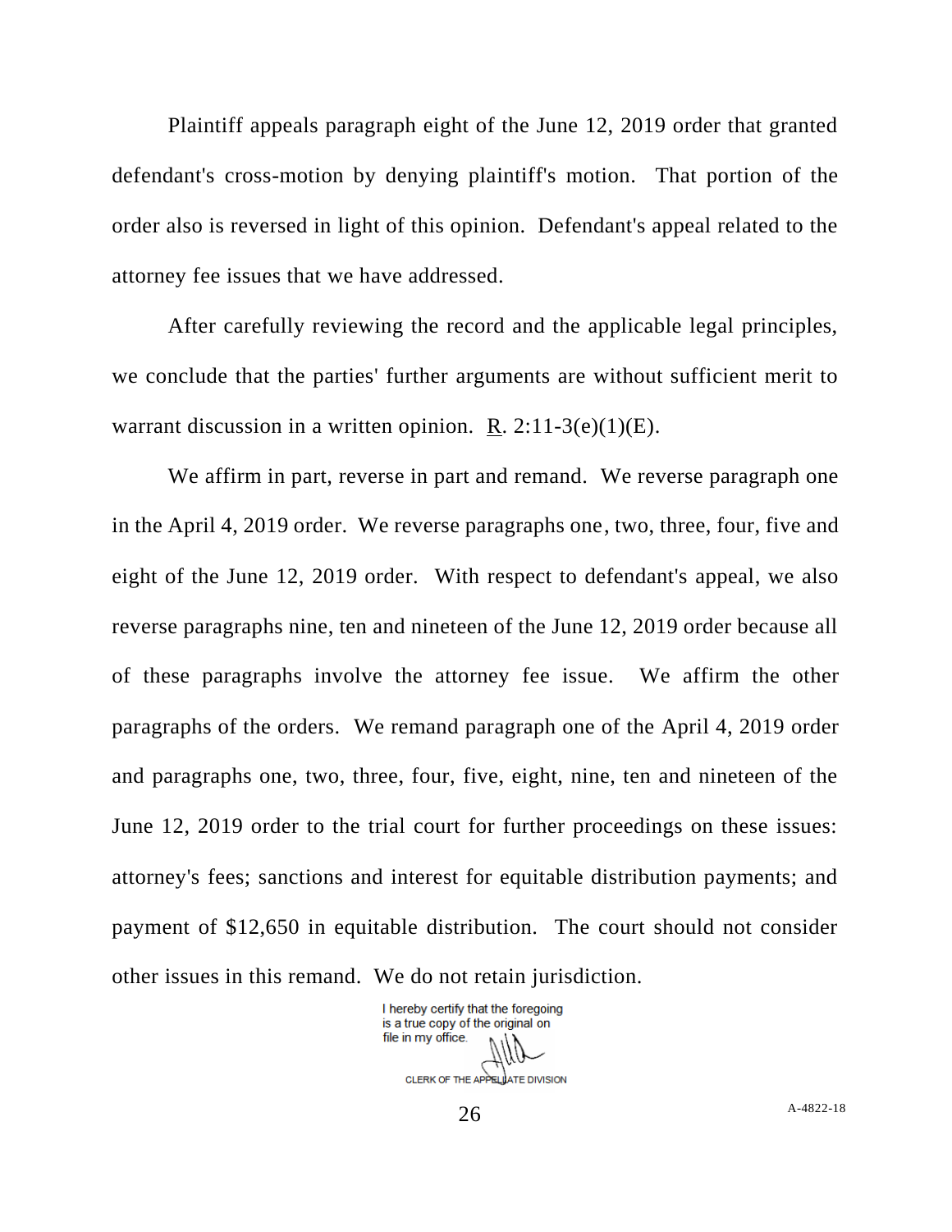Plaintiff appeals paragraph eight of the June 12, 2019 order that granted defendant's cross-motion by denying plaintiff's motion. That portion of the order also is reversed in light of this opinion. Defendant's appeal related to the attorney fee issues that we have addressed.

After carefully reviewing the record and the applicable legal principles, we conclude that the parties' further arguments are without sufficient merit to warrant discussion in a written opinion. R. 2:11-3(e)(1)(E).

We affirm in part, reverse in part and remand. We reverse paragraph one in the April 4, 2019 order. We reverse paragraphs one, two, three, four, five and eight of the June 12, 2019 order. With respect to defendant's appeal, we also reverse paragraphs nine, ten and nineteen of the June 12, 2019 order because all of these paragraphs involve the attorney fee issue. We affirm the other paragraphs of the orders. We remand paragraph one of the April 4, 2019 order and paragraphs one, two, three, four, five, eight, nine, ten and nineteen of the June 12, 2019 order to the trial court for further proceedings on these issues: attorney's fees; sanctions and interest for equitable distribution payments; and payment of $12,650 in equitable distribution. The court should not consider other issues in this remand. We do not retain jurisdiction.

I hereby certify that the foregoing is a true copy of the original on file in my office.

CLERK OF THE APPELLATE DIVISION